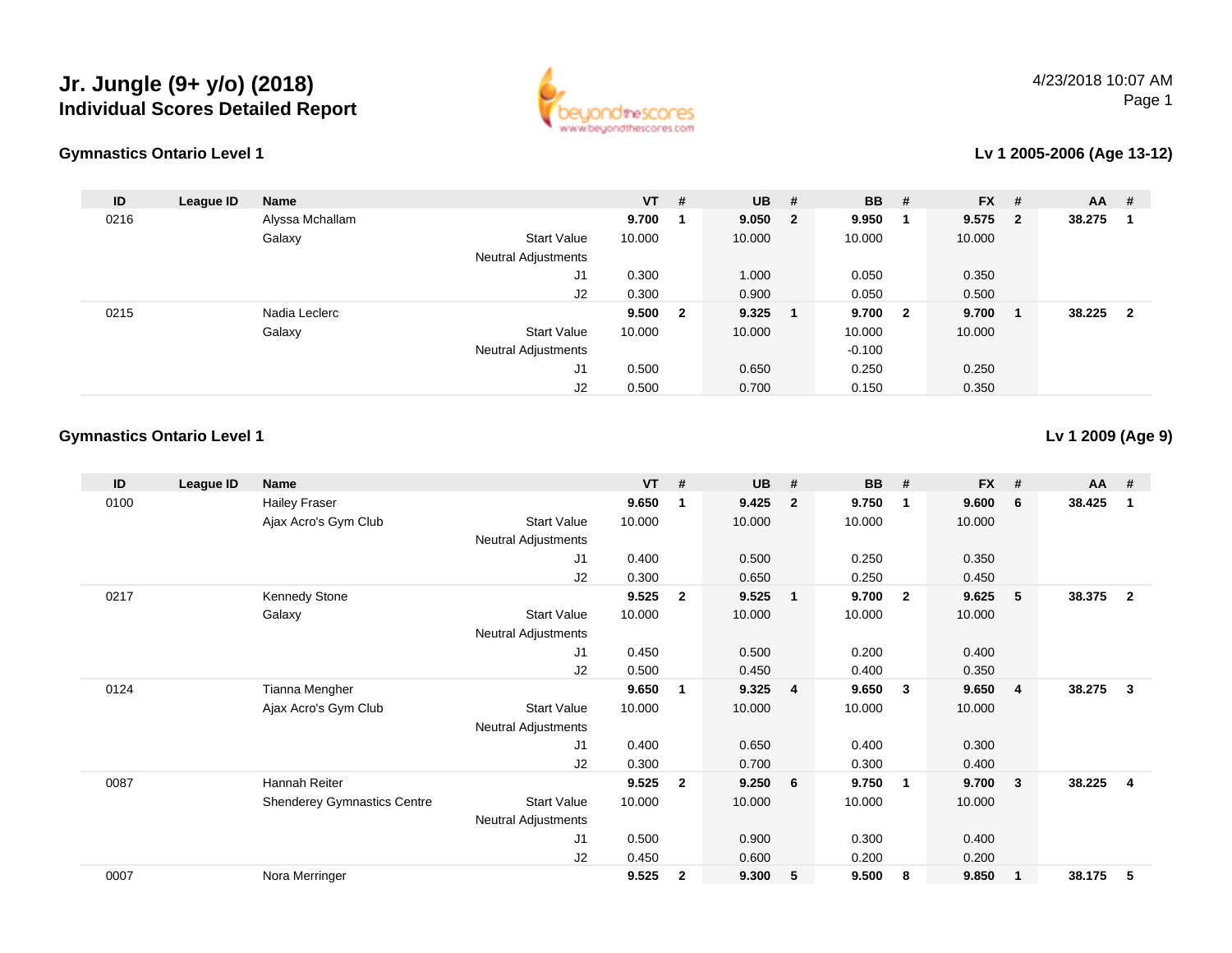# Jr. Jungle (9+ y/o) (2018)
## Individual Scores Detailed Report

4/23/2018 10:07 AM

### Gymnastics Ontario Level 1

**Lv 1 2005-2006 (Age 13-12)**

| ID | League ID | Name | | VT | # | UB | # | BB | # | FX | # | AA | # |
|---|---|---|---|---|---|---|---|---|---|---|---|---|---|
| 0216 | | Alyssa Mchallam | | **9.700** | **1** | **9.050** | **2** | **9.950** | **1** | **9.575** | **2** | **38.275** | **1** |
| | | Galaxy | Start Value | 10.000 | | 10.000 | | 10.000 | | 10.000 | | | |
| | | | Neutral Adjustments | | | | | | | | | | |
| | | | J1 | 0.300 | | 1.000 | | 0.050 | | 0.350 | | | |
| | | | J2 | 0.300 | | 0.900 | | 0.050 | | 0.500 | | | |
| 0215 | | Nadia Leclerc | | **9.500** | **2** | **9.325** | **1** | **9.700** | **2** | **9.700** | **1** | **38.225** | **2** |
| | | Galaxy | Start Value | 10.000 | | 10.000 | | 10.000 | | 10.000 | | | |
| | | | Neutral Adjustments | | | | | -0.100 | | | | | |
| | | | J1 | 0.500 | | 0.650 | | 0.250 | | 0.250 | | | |
| | | | J2 | 0.500 | | 0.700 | | 0.150 | | 0.350 | | | |

### Gymnastics Ontario Level 1

**Lv 1 2009 (Age 9)**

| ID | League ID | Name | | VT | # | UB | # | BB | # | FX | # | AA | # |
|---|---|---|---|---|---|---|---|---|---|---|---|---|---|
| 0100 | | Hailey Fraser | | **9.650** | **1** | **9.425** | **2** | **9.750** | **1** | **9.600** | **6** | **38.425** | **1** |
| | | Ajax Acro's Gym Club | Start Value | 10.000 | | 10.000 | | 10.000 | | 10.000 | | | |
| | | | Neutral Adjustments | | | | | | | | | | |
| | | | J1 | 0.400 | | 0.500 | | 0.250 | | 0.350 | | | |
| | | | J2 | 0.300 | | 0.650 | | 0.250 | | 0.450 | | | |
| 0217 | | Kennedy Stone | | **9.525** | **2** | **9.525** | **1** | **9.700** | **2** | **9.625** | **5** | **38.375** | **2** |
| | | Galaxy | Start Value | 10.000 | | 10.000 | | 10.000 | | 10.000 | | | |
| | | | Neutral Adjustments | | | | | | | | | | |
| | | | J1 | 0.450 | | 0.500 | | 0.200 | | 0.400 | | | |
| | | | J2 | 0.500 | | 0.450 | | 0.400 | | 0.350 | | | |
| 0124 | | Tianna Mengher | | **9.650** | **1** | **9.325** | **4** | **9.650** | **3** | **9.650** | **4** | **38.275** | **3** |
| | | Ajax Acro's Gym Club | Start Value | 10.000 | | 10.000 | | 10.000 | | 10.000 | | | |
| | | | Neutral Adjustments | | | | | | | | | | |
| | | | J1 | 0.400 | | 0.650 | | 0.400 | | 0.300 | | | |
| | | | J2 | 0.300 | | 0.700 | | 0.300 | | 0.400 | | | |
| 0087 | | Hannah Reiter | | **9.525** | **2** | **9.250** | **6** | **9.750** | **1** | **9.700** | **3** | **38.225** | **4** |
| | | Shenderey Gymnastics Centre | Start Value | 10.000 | | 10.000 | | 10.000 | | 10.000 | | | |
| | | | Neutral Adjustments | | | | | | | | | | |
| | | | J1 | 0.500 | | 0.900 | | 0.300 | | 0.400 | | | |
| | | | J2 | 0.450 | | 0.600 | | 0.200 | | 0.200 | | | |
| 0007 | | Nora Merringer | | **9.525** | **2** | **9.300** | **5** | **9.500** | **8** | **9.850** | **1** | **38.175** | **5** |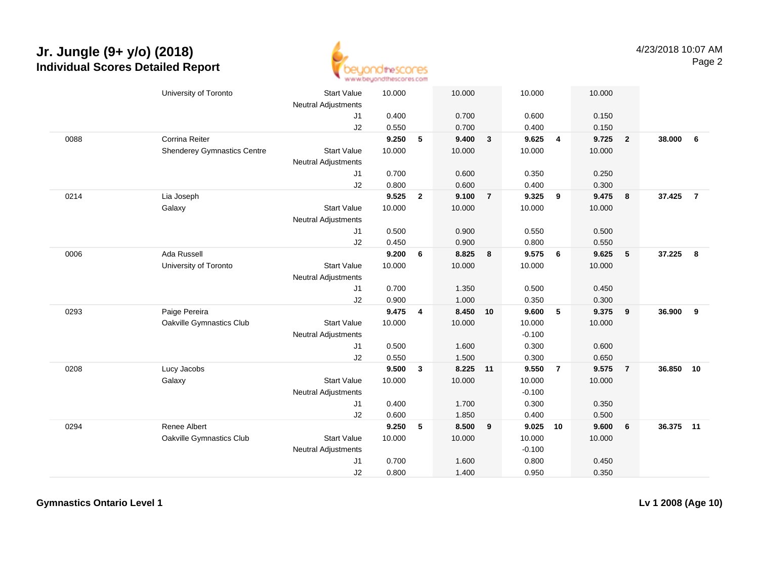# Jr. Jungle (9+ y/o) (2018)

## Individual Scores Detailed Report

4/23/2018 10:07 AM

| | | | | | | | | | | | | |
|---|---|---|---|---|---|---|---|---|---|---|---|---|
| | University of Toronto | Start Value | 10.000 | | 10.000 | | 10.000 | | 10.000 | | | |
| | | Neutral Adjustments | | | | | | | | | | |
| | | J1 | 0.400 | | 0.700 | | 0.600 | | 0.150 | | | |
| | | J2 | 0.550 | | 0.700 | | 0.400 | | 0.150 | | | |
| 0088 | Corrina Reiter | | **9.250** | **5** | **9.400** | **3** | **9.625** | **4** | **9.725** | **2** | **38.000** | **6** |
| | Shenderey Gymnastics Centre | Start Value | 10.000 | | 10.000 | | 10.000 | | 10.000 | | | |
| | | Neutral Adjustments | | | | | | | | | | |
| | | J1 | 0.700 | | 0.600 | | 0.350 | | 0.250 | | | |
| | | J2 | 0.800 | | 0.600 | | 0.400 | | 0.300 | | | |
| 0214 | Lia Joseph | | **9.525** | **2** | **9.100** | **7** | **9.325** | **9** | **9.475** | **8** | **37.425** | **7** |
| | Galaxy | Start Value | 10.000 | | 10.000 | | 10.000 | | 10.000 | | | |
| | | Neutral Adjustments | | | | | | | | | | |
| | | J1 | 0.500 | | 0.900 | | 0.550 | | 0.500 | | | |
| | | J2 | 0.450 | | 0.900 | | 0.800 | | 0.550 | | | |
| 0006 | Ada Russell | | **9.200** | **6** | **8.825** | **8** | **9.575** | **6** | **9.625** | **5** | **37.225** | **8** |
| | University of Toronto | Start Value | 10.000 | | 10.000 | | 10.000 | | 10.000 | | | |
| | | Neutral Adjustments | | | | | | | | | | |
| | | J1 | 0.700 | | 1.350 | | 0.500 | | 0.450 | | | |
| | | J2 | 0.900 | | 1.000 | | 0.350 | | 0.300 | | | |
| 0293 | Paige Pereira | | **9.475** | **4** | **8.450** | **10** | **9.600** | **5** | **9.375** | **9** | **36.900** | **9** |
| | Oakville Gymnastics Club | Start Value | 10.000 | | 10.000 | | 10.000 | | 10.000 | | | |
| | | Neutral Adjustments | | | | | -0.100 | | | | | |
| | | J1 | 0.500 | | 1.600 | | 0.300 | | 0.600 | | | |
| | | J2 | 0.550 | | 1.500 | | 0.300 | | 0.650 | | | |
| 0208 | Lucy Jacobs | | **9.500** | **3** | **8.225** | **11** | **9.550** | **7** | **9.575** | **7** | **36.850** | **10** |
| | Galaxy | Start Value | 10.000 | | 10.000 | | 10.000 | | 10.000 | | | |
| | | Neutral Adjustments | | | | | -0.100 | | | | | |
| | | J1 | 0.400 | | 1.700 | | 0.300 | | 0.350 | | | |
| | | J2 | 0.600 | | 1.850 | | 0.400 | | 0.500 | | | |
| 0294 | Renee Albert | | **9.250** | **5** | **8.500** | **9** | **9.025** | **10** | **9.600** | **6** | **36.375** | **11** |
| | Oakville Gymnastics Club | Start Value | 10.000 | | 10.000 | | 10.000 | | 10.000 | | | |
| | | Neutral Adjustments | | | | | -0.100 | | | | | |
| | | J1 | 0.700 | | 1.600 | | 0.800 | | 0.450 | | | |
| | | J2 | 0.800 | | 1.400 | | 0.950 | | 0.350 | | | |

**Gymnastics Ontario Level 1** **Lv 1 2008 (Age 10)**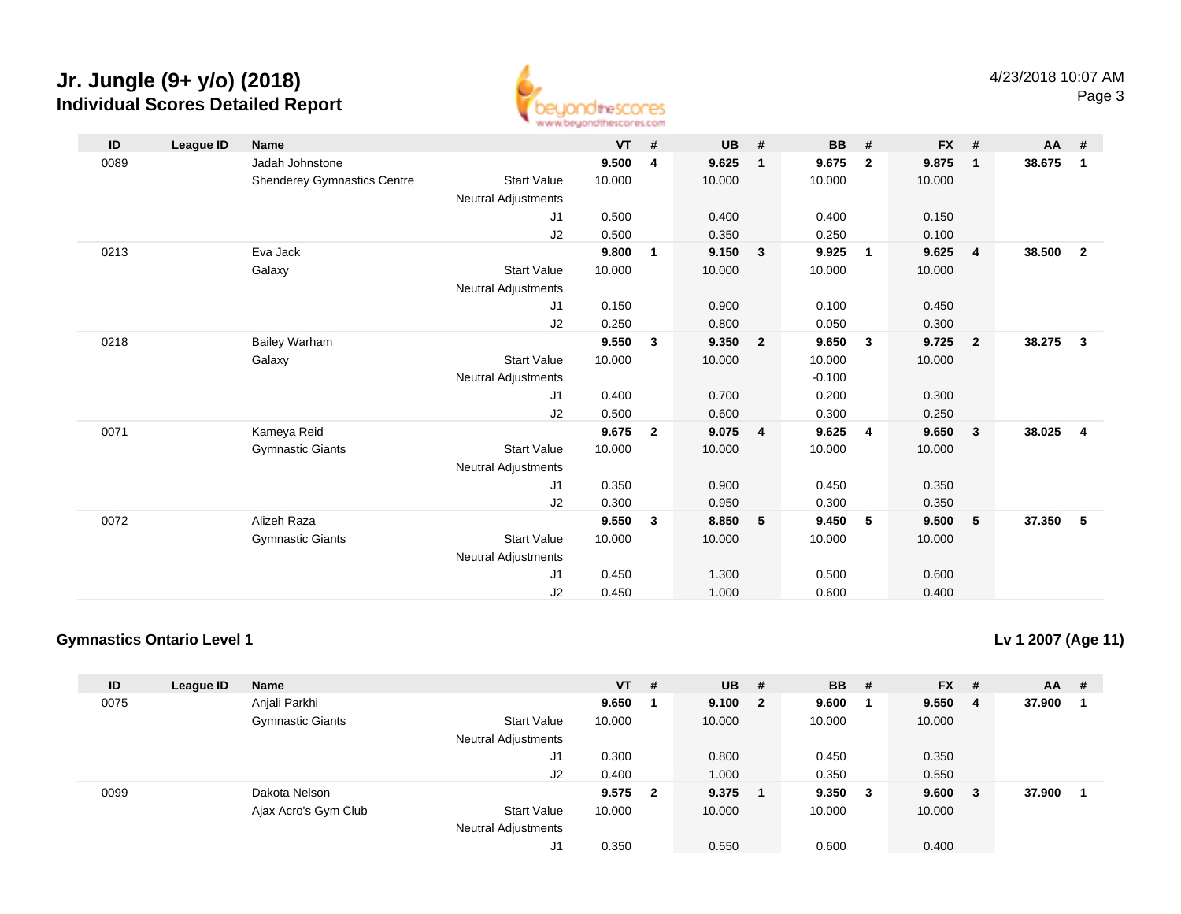# Jr. Jungle (9+ y/o) (2018)

## Individual Scores Detailed Report

4/23/2018 10:07 AM

| ID | League ID | Name | | VT | # | UB | # | BB | # | FX | # | AA | # |
|---|---|---|---|---|---|---|---|---|---|---|---|---|---|
| 0089 | | Jadah Johnstone | | **9.500** | **4** | **9.625** | **1** | **9.675** | **2** | **9.875** | **1** | **38.675** | **1** |
| | | Shenderey Gymnastics Centre | Start Value | 10.000 | | 10.000 | | 10.000 | | 10.000 | | | |
| | | | Neutral Adjustments | | | | | | | | | | |
| | | | J1 | 0.500 | | 0.400 | | 0.400 | | 0.150 | | | |
| | | | J2 | 0.500 | | 0.350 | | 0.250 | | 0.100 | | | |
| 0213 | | Eva Jack | | **9.800** | **1** | **9.150** | **3** | **9.925** | **1** | **9.625** | **4** | **38.500** | **2** |
| | | Galaxy | Start Value | 10.000 | | 10.000 | | 10.000 | | 10.000 | | | |
| | | | Neutral Adjustments | | | | | | | | | | |
| | | | J1 | 0.150 | | 0.900 | | 0.100 | | 0.450 | | | |
| | | | J2 | 0.250 | | 0.800 | | 0.050 | | 0.300 | | | |
| 0218 | | Bailey Warham | | **9.550** | **3** | **9.350** | **2** | **9.650** | **3** | **9.725** | **2** | **38.275** | **3** |
| | | Galaxy | Start Value | 10.000 | | 10.000 | | 10.000 | | 10.000 | | | |
| | | | Neutral Adjustments | | | | | -0.100 | | | | | |
| | | | J1 | 0.400 | | 0.700 | | 0.200 | | 0.300 | | | |
| | | | J2 | 0.500 | | 0.600 | | 0.300 | | 0.250 | | | |
| 0071 | | Kameya Reid | | **9.675** | **2** | **9.075** | **4** | **9.625** | **4** | **9.650** | **3** | **38.025** | **4** |
| | | Gymnastic Giants | Start Value | 10.000 | | 10.000 | | 10.000 | | 10.000 | | | |
| | | | Neutral Adjustments | | | | | | | | | | |
| | | | J1 | 0.350 | | 0.900 | | 0.450 | | 0.350 | | | |
| | | | J2 | 0.300 | | 0.950 | | 0.300 | | 0.350 | | | |
| 0072 | | Alizeh Raza | | **9.550** | **3** | **8.850** | **5** | **9.450** | **5** | **9.500** | **5** | **37.350** | **5** |
| | | Gymnastic Giants | Start Value | 10.000 | | 10.000 | | 10.000 | | 10.000 | | | |
| | | | Neutral Adjustments | | | | | | | | | | |
| | | | J1 | 0.450 | | 1.300 | | 0.500 | | 0.600 | | | |
| | | | J2 | 0.450 | | 1.000 | | 0.600 | | 0.400 | | | |

### Gymnastics Ontario Level 1

**Lv 1 2007 (Age 11)**

| ID | League ID | Name | | VT | # | UB | # | BB | # | FX | # | AA | # |
|---|---|---|---|---|---|---|---|---|---|---|---|---|---|
| 0075 | | Anjali Parkhi | | **9.650** | **1** | **9.100** | **2** | **9.600** | **1** | **9.550** | **4** | **37.900** | **1** |
| | | Gymnastic Giants | Start Value | 10.000 | | 10.000 | | 10.000 | | 10.000 | | | |
| | | | Neutral Adjustments | | | | | | | | | | |
| | | | J1 | 0.300 | | 0.800 | | 0.450 | | 0.350 | | | |
| | | | J2 | 0.400 | | 1.000 | | 0.350 | | 0.550 | | | |
| 0099 | | Dakota Nelson | | **9.575** | **2** | **9.375** | **1** | **9.350** | **3** | **9.600** | **3** | **37.900** | **1** |
| | | Ajax Acro's Gym Club | Start Value | 10.000 | | 10.000 | | 10.000 | | 10.000 | | | |
| | | | Neutral Adjustments | | | | | | | | | | |
| | | | J1 | 0.350 | | 0.550 | | 0.600 | | 0.400 | | | |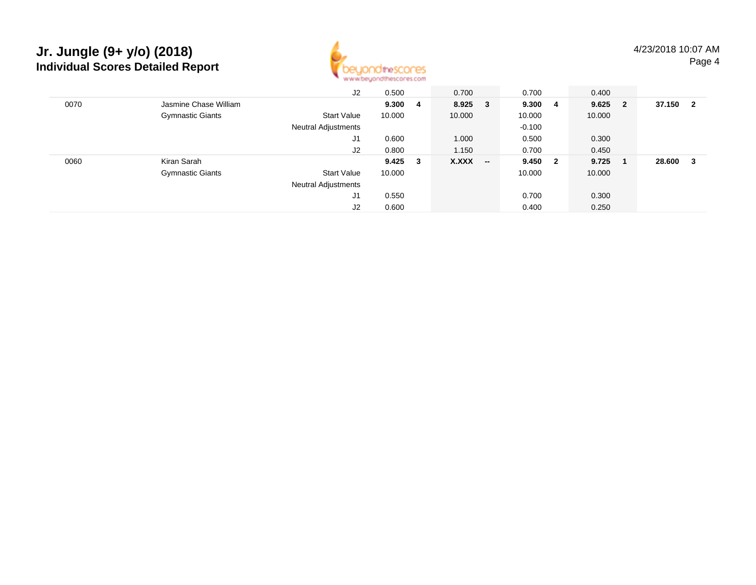# Jr. Jungle (9+ y/o) (2018)
## Individual Scores Detailed Report

4/23/2018 10:07 AM

| | | | | | | | | | | | | |
|---|---|---|---|---|---|---|---|---|---|---|---|---|
| | | J2 | 0.500 | | 0.700 | | 0.700 | | 0.400 | | | |
| 0070 | Jasmine Chase William | | **9.300** | **4** | **8.925** | **3** | **9.300** | **4** | **9.625** | **2** | **37.150** | **2** |
| | Gymnastic Giants | Start Value | 10.000 | | 10.000 | | 10.000 | | 10.000 | | | |
| | | Neutral Adjustments | | | | | -0.100 | | | | | |
| | | J1 | 0.600 | | 1.000 | | 0.500 | | 0.300 | | | |
| | | J2 | 0.800 | | 1.150 | | 0.700 | | 0.450 | | | |
| 0060 | Kiran Sarah | | **9.425** | **3** | **X.XXX** | **--** | **9.450** | **2** | **9.725** | **1** | **28.600** | **3** |
| | Gymnastic Giants | Start Value | 10.000 | | | | 10.000 | | 10.000 | | | |
| | | Neutral Adjustments | | | | | | | | | | |
| | | J1 | 0.550 | | | | 0.700 | | 0.300 | | | |
| | | J2 | 0.600 | | | | 0.400 | | 0.250 | | | |